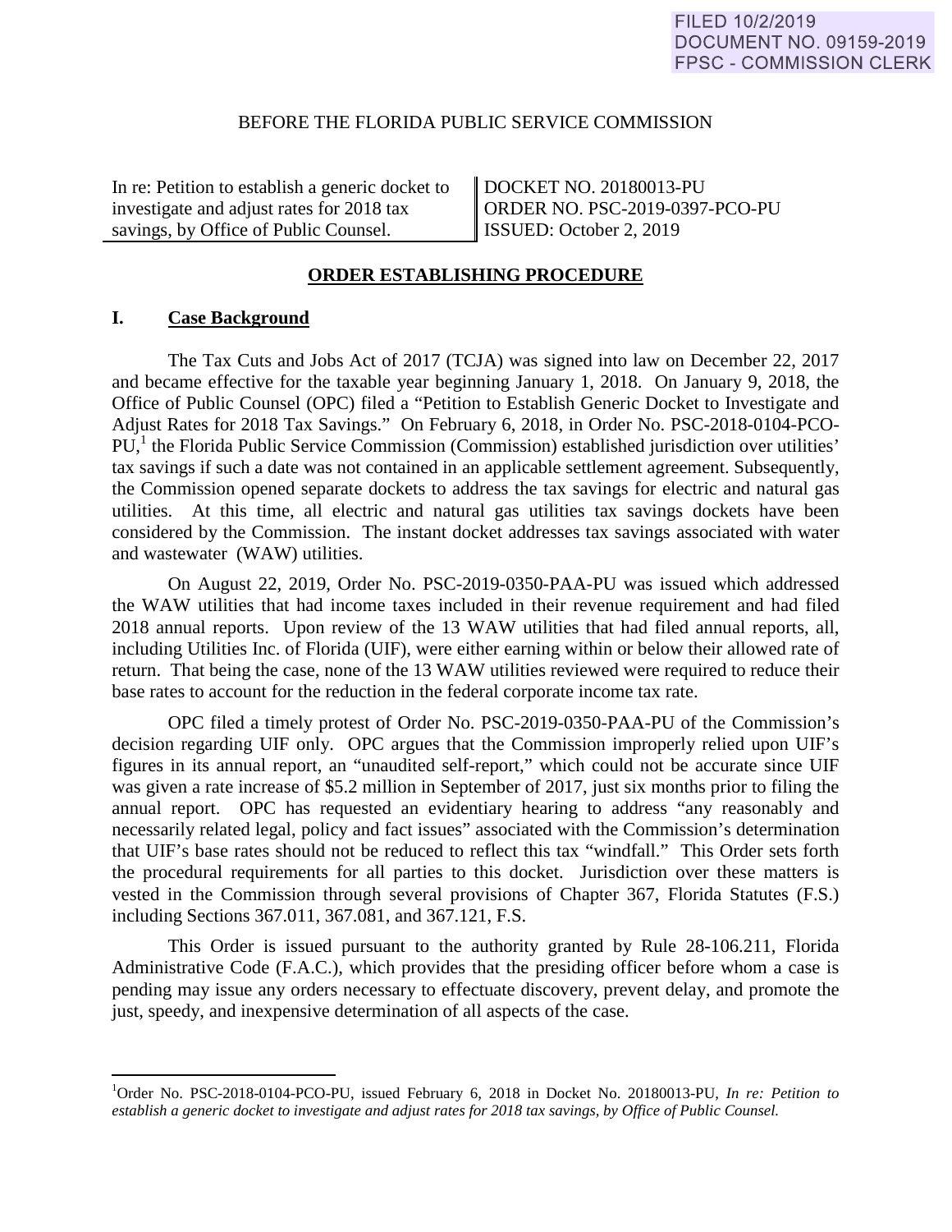FILED 10/2/2019
DOCUMENT NO. 09159-2019
FPSC - COMMISSION CLERK

BEFORE THE FLORIDA PUBLIC SERVICE COMMISSION

| In re: Petition to establish a generic docket to investigate and adjust rates for 2018 tax savings, by Office of Public Counsel. | DOCKET NO. 20180013-PU<br>ORDER NO. PSC-2019-0397-PCO-PU<br>ISSUED: October 2, 2019 |
|---|---|

**ORDER ESTABLISHING PROCEDURE**

## I. Case Background

The Tax Cuts and Jobs Act of 2017 (TCJA) was signed into law on December 22, 2017 and became effective for the taxable year beginning January 1, 2018. On January 9, 2018, the Office of Public Counsel (OPC) filed a "Petition to Establish Generic Docket to Investigate and Adjust Rates for 2018 Tax Savings." On February 6, 2018, in Order No. PSC-2018-0104-PCO-PU,[1] the Florida Public Service Commission (Commission) established jurisdiction over utilities' tax savings if such a date was not contained in an applicable settlement agreement. Subsequently, the Commission opened separate dockets to address the tax savings for electric and natural gas utilities. At this time, all electric and natural gas utilities tax savings dockets have been considered by the Commission. The instant docket addresses tax savings associated with water and wastewater (WAW) utilities.

On August 22, 2019, Order No. PSC-2019-0350-PAA-PU was issued which addressed the WAW utilities that had income taxes included in their revenue requirement and had filed 2018 annual reports. Upon review of the 13 WAW utilities that had filed annual reports, all, including Utilities Inc. of Florida (UIF), were either earning within or below their allowed rate of return. That being the case, none of the 13 WAW utilities reviewed were required to reduce their base rates to account for the reduction in the federal corporate income tax rate.

OPC filed a timely protest of Order No. PSC-2019-0350-PAA-PU of the Commission's decision regarding UIF only. OPC argues that the Commission improperly relied upon UIF's figures in its annual report, an "unaudited self-report," which could not be accurate since UIF was given a rate increase of $5.2 million in September of 2017, just six months prior to filing the annual report. OPC has requested an evidentiary hearing to address "any reasonably and necessarily related legal, policy and fact issues" associated with the Commission's determination that UIF's base rates should not be reduced to reflect this tax "windfall." This Order sets forth the procedural requirements for all parties to this docket. Jurisdiction over these matters is vested in the Commission through several provisions of Chapter 367, Florida Statutes (F.S.) including Sections 367.011, 367.081, and 367.121, F.S.

This Order is issued pursuant to the authority granted by Rule 28-106.211, Florida Administrative Code (F.A.C.), which provides that the presiding officer before whom a case is pending may issue any orders necessary to effectuate discovery, prevent delay, and promote the just, speedy, and inexpensive determination of all aspects of the case.

[1] Order No. PSC-2018-0104-PCO-PU, issued February 6, 2018 in Docket No. 20180013-PU, *In re: Petition to establish a generic docket to investigate and adjust rates for 2018 tax savings, by Office of Public Counsel.*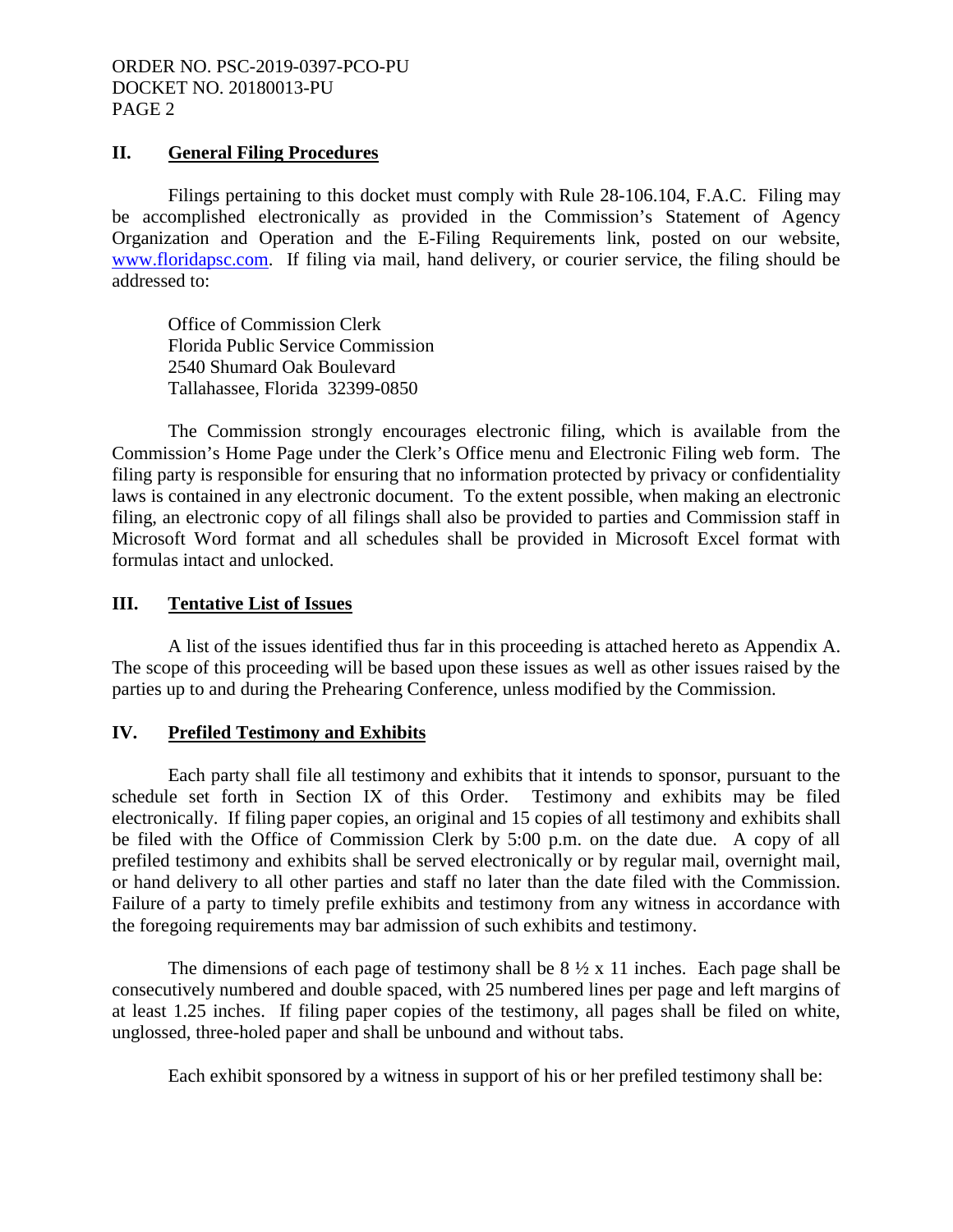## II. General Filing Procedures

Filings pertaining to this docket must comply with Rule 28-106.104, F.A.C. Filing may be accomplished electronically as provided in the Commission's Statement of Agency Organization and Operation and the E-Filing Requirements link, posted on our website, www.floridapsc.com. If filing via mail, hand delivery, or courier service, the filing should be addressed to:

Office of Commission Clerk
Florida Public Service Commission
2540 Shumard Oak Boulevard
Tallahassee, Florida 32399-0850

The Commission strongly encourages electronic filing, which is available from the Commission's Home Page under the Clerk's Office menu and Electronic Filing web form. The filing party is responsible for ensuring that no information protected by privacy or confidentiality laws is contained in any electronic document. To the extent possible, when making an electronic filing, an electronic copy of all filings shall also be provided to parties and Commission staff in Microsoft Word format and all schedules shall be provided in Microsoft Excel format with formulas intact and unlocked.

## III. Tentative List of Issues

A list of the issues identified thus far in this proceeding is attached hereto as Appendix A. The scope of this proceeding will be based upon these issues as well as other issues raised by the parties up to and during the Prehearing Conference, unless modified by the Commission.

## IV. Prefiled Testimony and Exhibits

Each party shall file all testimony and exhibits that it intends to sponsor, pursuant to the schedule set forth in Section IX of this Order. Testimony and exhibits may be filed electronically. If filing paper copies, an original and 15 copies of all testimony and exhibits shall be filed with the Office of Commission Clerk by 5:00 p.m. on the date due. A copy of all prefiled testimony and exhibits shall be served electronically or by regular mail, overnight mail, or hand delivery to all other parties and staff no later than the date filed with the Commission. Failure of a party to timely prefile exhibits and testimony from any witness in accordance with the foregoing requirements may bar admission of such exhibits and testimony.

The dimensions of each page of testimony shall be 8 ½ x 11 inches. Each page shall be consecutively numbered and double spaced, with 25 numbered lines per page and left margins of at least 1.25 inches. If filing paper copies of the testimony, all pages shall be filed on white, unglossed, three-holed paper and shall be unbound and without tabs.

Each exhibit sponsored by a witness in support of his or her prefiled testimony shall be: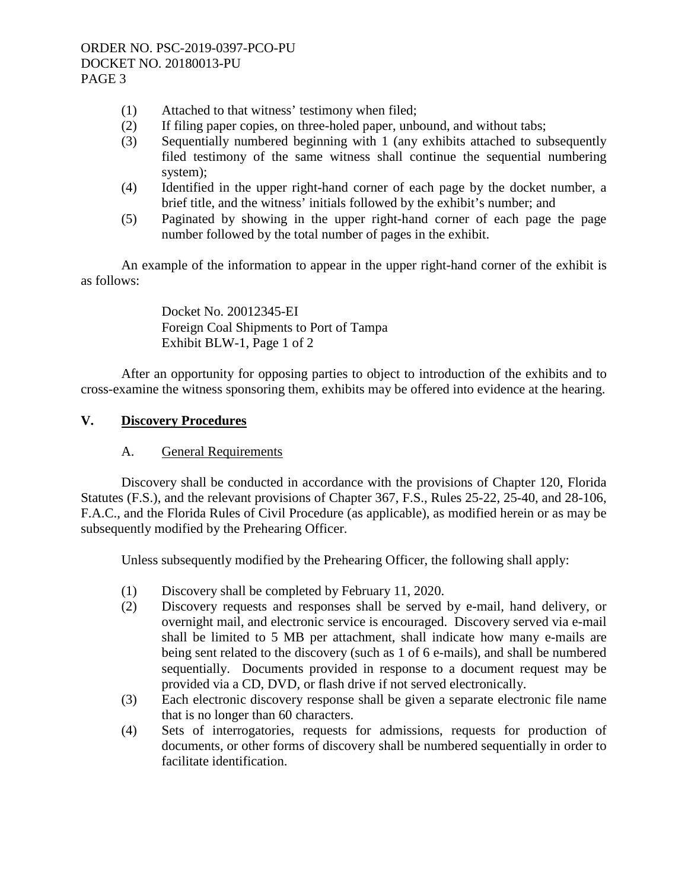(1) Attached to that witness' testimony when filed;
(2) If filing paper copies, on three-holed paper, unbound, and without tabs;
(3) Sequentially numbered beginning with 1 (any exhibits attached to subsequently filed testimony of the same witness shall continue the sequential numbering system);
(4) Identified in the upper right-hand corner of each page by the docket number, a brief title, and the witness' initials followed by the exhibit's number; and
(5) Paginated by showing in the upper right-hand corner of each page the page number followed by the total number of pages in the exhibit.

An example of the information to appear in the upper right-hand corner of the exhibit is as follows:

> Docket No. 20012345-EI
> Foreign Coal Shipments to Port of Tampa
> Exhibit BLW-1, Page 1 of 2

After an opportunity for opposing parties to object to introduction of the exhibits and to cross-examine the witness sponsoring them, exhibits may be offered into evidence at the hearing.

## V. Discovery Procedures

### A. General Requirements

Discovery shall be conducted in accordance with the provisions of Chapter 120, Florida Statutes (F.S.), and the relevant provisions of Chapter 367, F.S., Rules 25-22, 25-40, and 28-106, F.A.C., and the Florida Rules of Civil Procedure (as applicable), as modified herein or as may be subsequently modified by the Prehearing Officer.

Unless subsequently modified by the Prehearing Officer, the following shall apply:

(1) Discovery shall be completed by February 11, 2020.
(2) Discovery requests and responses shall be served by e-mail, hand delivery, or overnight mail, and electronic service is encouraged. Discovery served via e-mail shall be limited to 5 MB per attachment, shall indicate how many e-mails are being sent related to the discovery (such as 1 of 6 e-mails), and shall be numbered sequentially. Documents provided in response to a document request may be provided via a CD, DVD, or flash drive if not served electronically.
(3) Each electronic discovery response shall be given a separate electronic file name that is no longer than 60 characters.
(4) Sets of interrogatories, requests for admissions, requests for production of documents, or other forms of discovery shall be numbered sequentially in order to facilitate identification.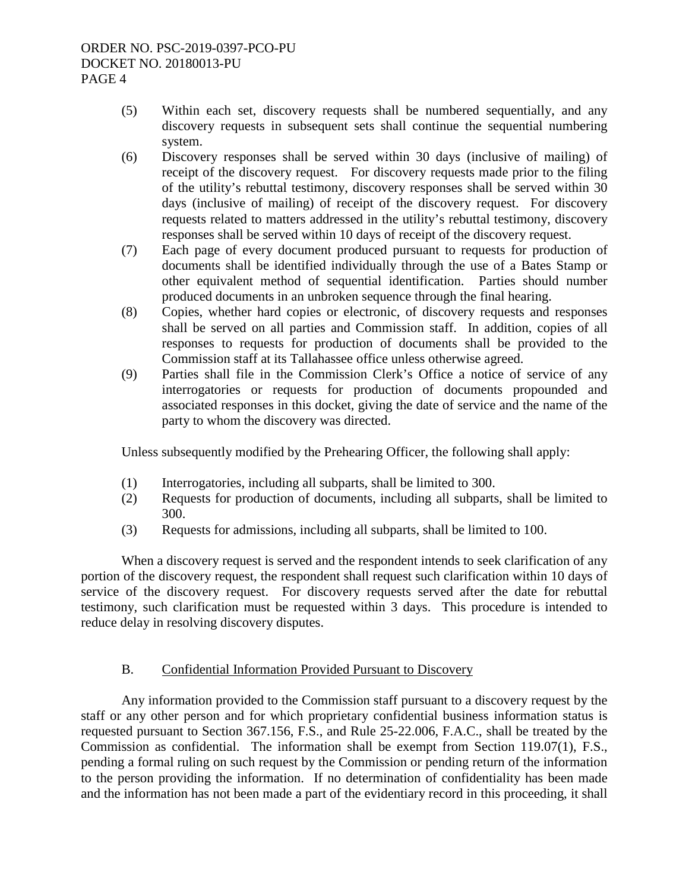(5) Within each set, discovery requests shall be numbered sequentially, and any discovery requests in subsequent sets shall continue the sequential numbering system.

(6) Discovery responses shall be served within 30 days (inclusive of mailing) of receipt of the discovery request. For discovery requests made prior to the filing of the utility's rebuttal testimony, discovery responses shall be served within 30 days (inclusive of mailing) of receipt of the discovery request. For discovery requests related to matters addressed in the utility's rebuttal testimony, discovery responses shall be served within 10 days of receipt of the discovery request.

(7) Each page of every document produced pursuant to requests for production of documents shall be identified individually through the use of a Bates Stamp or other equivalent method of sequential identification. Parties should number produced documents in an unbroken sequence through the final hearing.

(8) Copies, whether hard copies or electronic, of discovery requests and responses shall be served on all parties and Commission staff. In addition, copies of all responses to requests for production of documents shall be provided to the Commission staff at its Tallahassee office unless otherwise agreed.

(9) Parties shall file in the Commission Clerk's Office a notice of service of any interrogatories or requests for production of documents propounded and associated responses in this docket, giving the date of service and the name of the party to whom the discovery was directed.

Unless subsequently modified by the Prehearing Officer, the following shall apply:

(1) Interrogatories, including all subparts, shall be limited to 300.

(2) Requests for production of documents, including all subparts, shall be limited to 300.

(3) Requests for admissions, including all subparts, shall be limited to 100.

When a discovery request is served and the respondent intends to seek clarification of any portion of the discovery request, the respondent shall request such clarification within 10 days of service of the discovery request. For discovery requests served after the date for rebuttal testimony, such clarification must be requested within 3 days. This procedure is intended to reduce delay in resolving discovery disputes.

## B. Confidential Information Provided Pursuant to Discovery

Any information provided to the Commission staff pursuant to a discovery request by the staff or any other person and for which proprietary confidential business information status is requested pursuant to Section 367.156, F.S., and Rule 25-22.006, F.A.C., shall be treated by the Commission as confidential. The information shall be exempt from Section 119.07(1), F.S., pending a formal ruling on such request by the Commission or pending return of the information to the person providing the information. If no determination of confidentiality has been made and the information has not been made a part of the evidentiary record in this proceeding, it shall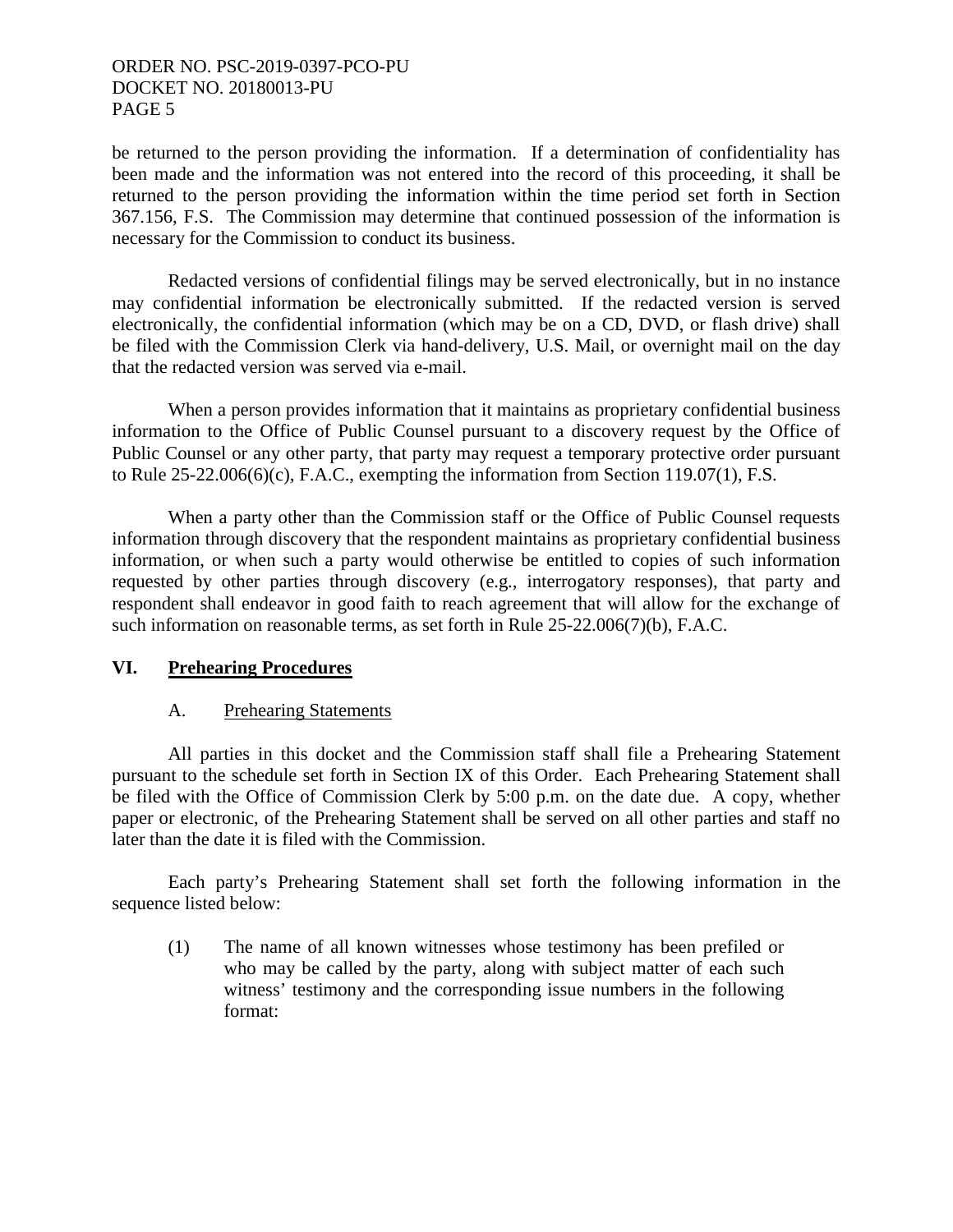be returned to the person providing the information. If a determination of confidentiality has been made and the information was not entered into the record of this proceeding, it shall be returned to the person providing the information within the time period set forth in Section 367.156, F.S. The Commission may determine that continued possession of the information is necessary for the Commission to conduct its business.

Redacted versions of confidential filings may be served electronically, but in no instance may confidential information be electronically submitted. If the redacted version is served electronically, the confidential information (which may be on a CD, DVD, or flash drive) shall be filed with the Commission Clerk via hand-delivery, U.S. Mail, or overnight mail on the day that the redacted version was served via e-mail.

When a person provides information that it maintains as proprietary confidential business information to the Office of Public Counsel pursuant to a discovery request by the Office of Public Counsel or any other party, that party may request a temporary protective order pursuant to Rule 25-22.006(6)(c), F.A.C., exempting the information from Section 119.07(1), F.S.

When a party other than the Commission staff or the Office of Public Counsel requests information through discovery that the respondent maintains as proprietary confidential business information, or when such a party would otherwise be entitled to copies of such information requested by other parties through discovery (e.g., interrogatory responses), that party and respondent shall endeavor in good faith to reach agreement that will allow for the exchange of such information on reasonable terms, as set forth in Rule 25-22.006(7)(b), F.A.C.

## VI. Prehearing Procedures

### A. Prehearing Statements

All parties in this docket and the Commission staff shall file a Prehearing Statement pursuant to the schedule set forth in Section IX of this Order. Each Prehearing Statement shall be filed with the Office of Commission Clerk by 5:00 p.m. on the date due. A copy, whether paper or electronic, of the Prehearing Statement shall be served on all other parties and staff no later than the date it is filed with the Commission.

Each party's Prehearing Statement shall set forth the following information in the sequence listed below:

(1) The name of all known witnesses whose testimony has been prefiled or who may be called by the party, along with subject matter of each such witness' testimony and the corresponding issue numbers in the following format: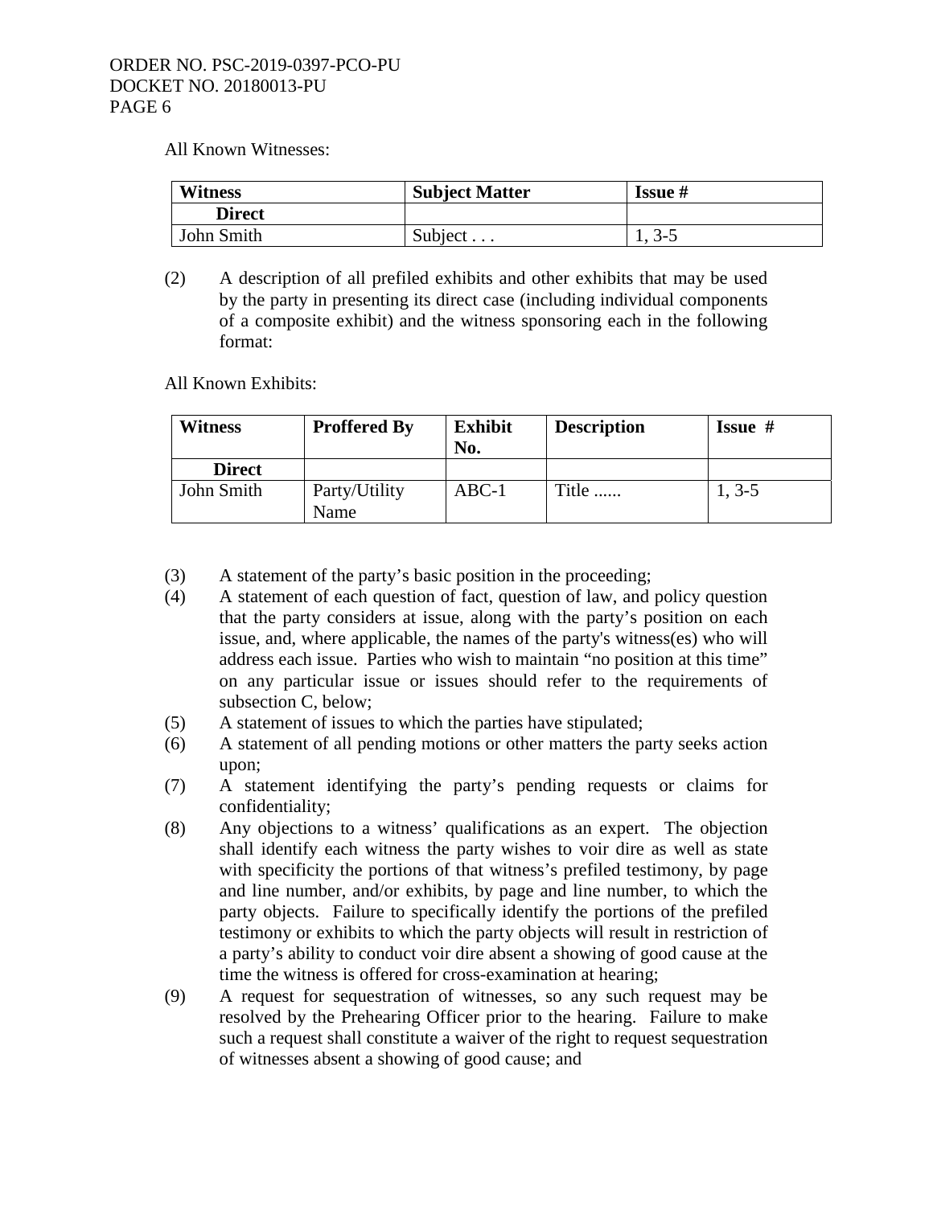All Known Witnesses:

| **Witness** | **Subject Matter** | **Issue #** |
|---|---|---|
| **Direct** | | |
| John Smith | Subject . . . | 1, 3-5 |

(2) A description of all prefiled exhibits and other exhibits that may be used by the party in presenting its direct case (including individual components of a composite exhibit) and the witness sponsoring each in the following format:

All Known Exhibits:

| **Witness** | **Proffered By** | **Exhibit No.** | **Description** | **Issue #** |
|---|---|---|---|---|
| **Direct** | | | | |
| John Smith | Party/Utility Name | ABC-1 | Title ...... | 1, 3-5 |

(3) A statement of the party's basic position in the proceeding;

(4) A statement of each question of fact, question of law, and policy question that the party considers at issue, along with the party's position on each issue, and, where applicable, the names of the party's witness(es) who will address each issue. Parties who wish to maintain "no position at this time" on any particular issue or issues should refer to the requirements of subsection C, below;

(5) A statement of issues to which the parties have stipulated;

(6) A statement of all pending motions or other matters the party seeks action upon;

(7) A statement identifying the party's pending requests or claims for confidentiality;

(8) Any objections to a witness' qualifications as an expert. The objection shall identify each witness the party wishes to voir dire as well as state with specificity the portions of that witness's prefiled testimony, by page and line number, and/or exhibits, by page and line number, to which the party objects. Failure to specifically identify the portions of the prefiled testimony or exhibits to which the party objects will result in restriction of a party's ability to conduct voir dire absent a showing of good cause at the time the witness is offered for cross-examination at hearing;

(9) A request for sequestration of witnesses, so any such request may be resolved by the Prehearing Officer prior to the hearing. Failure to make such a request shall constitute a waiver of the right to request sequestration of witnesses absent a showing of good cause; and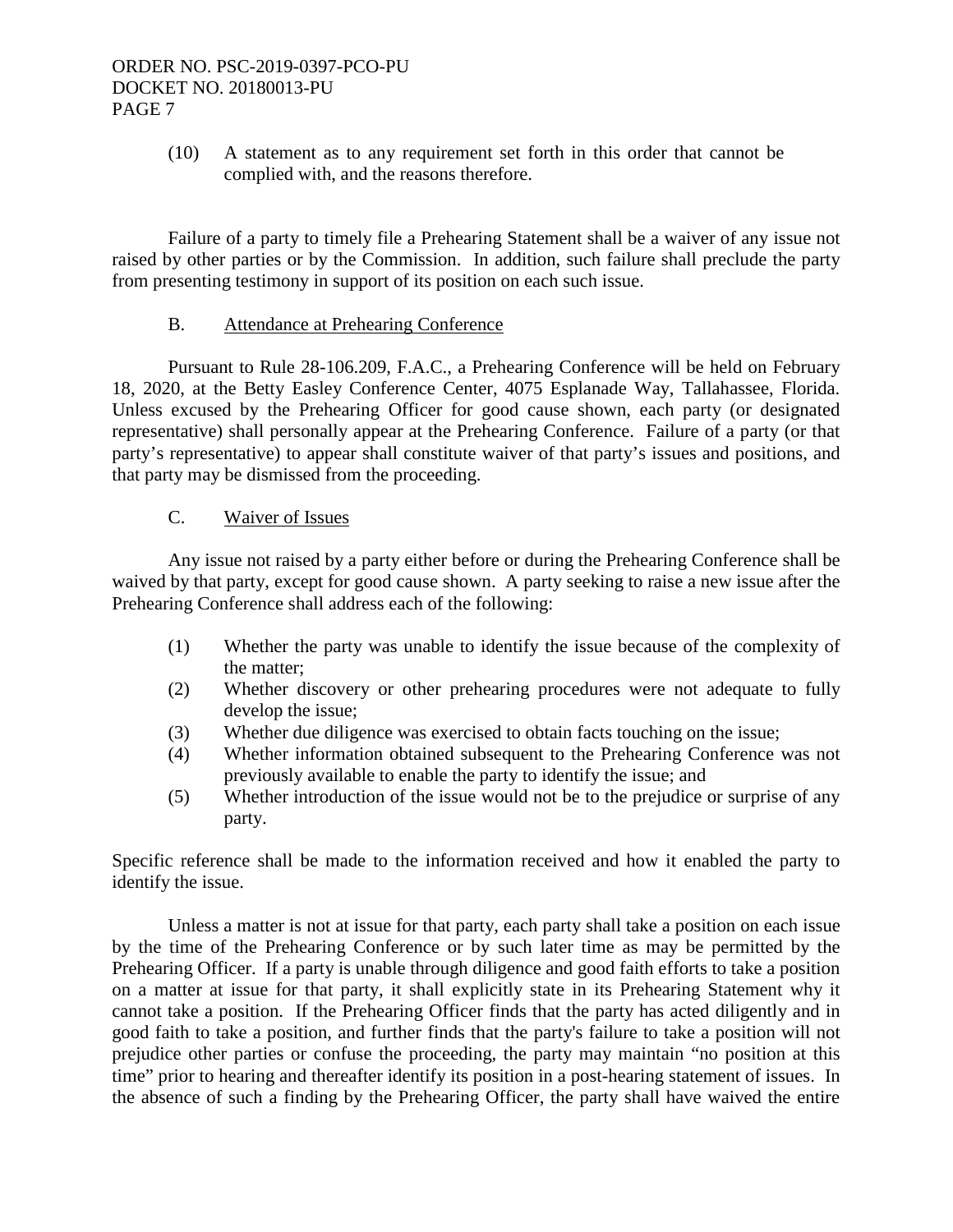(10) A statement as to any requirement set forth in this order that cannot be complied with, and the reasons therefore.

Failure of a party to timely file a Prehearing Statement shall be a waiver of any issue not raised by other parties or by the Commission. In addition, such failure shall preclude the party from presenting testimony in support of its position on each such issue.

B. Attendance at Prehearing Conference

Pursuant to Rule 28-106.209, F.A.C., a Prehearing Conference will be held on February 18, 2020, at the Betty Easley Conference Center, 4075 Esplanade Way, Tallahassee, Florida. Unless excused by the Prehearing Officer for good cause shown, each party (or designated representative) shall personally appear at the Prehearing Conference. Failure of a party (or that party's representative) to appear shall constitute waiver of that party's issues and positions, and that party may be dismissed from the proceeding.

C. Waiver of Issues

Any issue not raised by a party either before or during the Prehearing Conference shall be waived by that party, except for good cause shown. A party seeking to raise a new issue after the Prehearing Conference shall address each of the following:

(1) Whether the party was unable to identify the issue because of the complexity of the matter;
(2) Whether discovery or other prehearing procedures were not adequate to fully develop the issue;
(3) Whether due diligence was exercised to obtain facts touching on the issue;
(4) Whether information obtained subsequent to the Prehearing Conference was not previously available to enable the party to identify the issue; and
(5) Whether introduction of the issue would not be to the prejudice or surprise of any party.

Specific reference shall be made to the information received and how it enabled the party to identify the issue.

Unless a matter is not at issue for that party, each party shall take a position on each issue by the time of the Prehearing Conference or by such later time as may be permitted by the Prehearing Officer. If a party is unable through diligence and good faith efforts to take a position on a matter at issue for that party, it shall explicitly state in its Prehearing Statement why it cannot take a position. If the Prehearing Officer finds that the party has acted diligently and in good faith to take a position, and further finds that the party's failure to take a position will not prejudice other parties or confuse the proceeding, the party may maintain "no position at this time" prior to hearing and thereafter identify its position in a post-hearing statement of issues. In the absence of such a finding by the Prehearing Officer, the party shall have waived the entire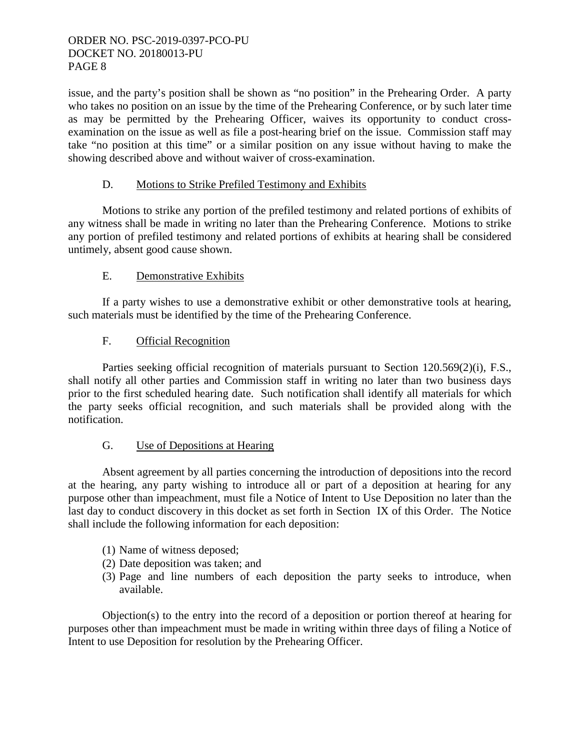issue, and the party's position shall be shown as "no position" in the Prehearing Order. A party who takes no position on an issue by the time of the Prehearing Conference, or by such later time as may be permitted by the Prehearing Officer, waives its opportunity to conduct cross-examination on the issue as well as file a post-hearing brief on the issue. Commission staff may take "no position at this time" or a similar position on any issue without having to make the showing described above and without waiver of cross-examination.

D. Motions to Strike Prefiled Testimony and Exhibits

Motions to strike any portion of the prefiled testimony and related portions of exhibits of any witness shall be made in writing no later than the Prehearing Conference. Motions to strike any portion of prefiled testimony and related portions of exhibits at hearing shall be considered untimely, absent good cause shown.

E. Demonstrative Exhibits

If a party wishes to use a demonstrative exhibit or other demonstrative tools at hearing, such materials must be identified by the time of the Prehearing Conference.

F. Official Recognition

Parties seeking official recognition of materials pursuant to Section 120.569(2)(i), F.S., shall notify all other parties and Commission staff in writing no later than two business days prior to the first scheduled hearing date. Such notification shall identify all materials for which the party seeks official recognition, and such materials shall be provided along with the notification.

G. Use of Depositions at Hearing

Absent agreement by all parties concerning the introduction of depositions into the record at the hearing, any party wishing to introduce all or part of a deposition at hearing for any purpose other than impeachment, must file a Notice of Intent to Use Deposition no later than the last day to conduct discovery in this docket as set forth in Section IX of this Order. The Notice shall include the following information for each deposition:

(1) Name of witness deposed;
(2) Date deposition was taken; and
(3) Page and line numbers of each deposition the party seeks to introduce, when available.

Objection(s) to the entry into the record of a deposition or portion thereof at hearing for purposes other than impeachment must be made in writing within three days of filing a Notice of Intent to use Deposition for resolution by the Prehearing Officer.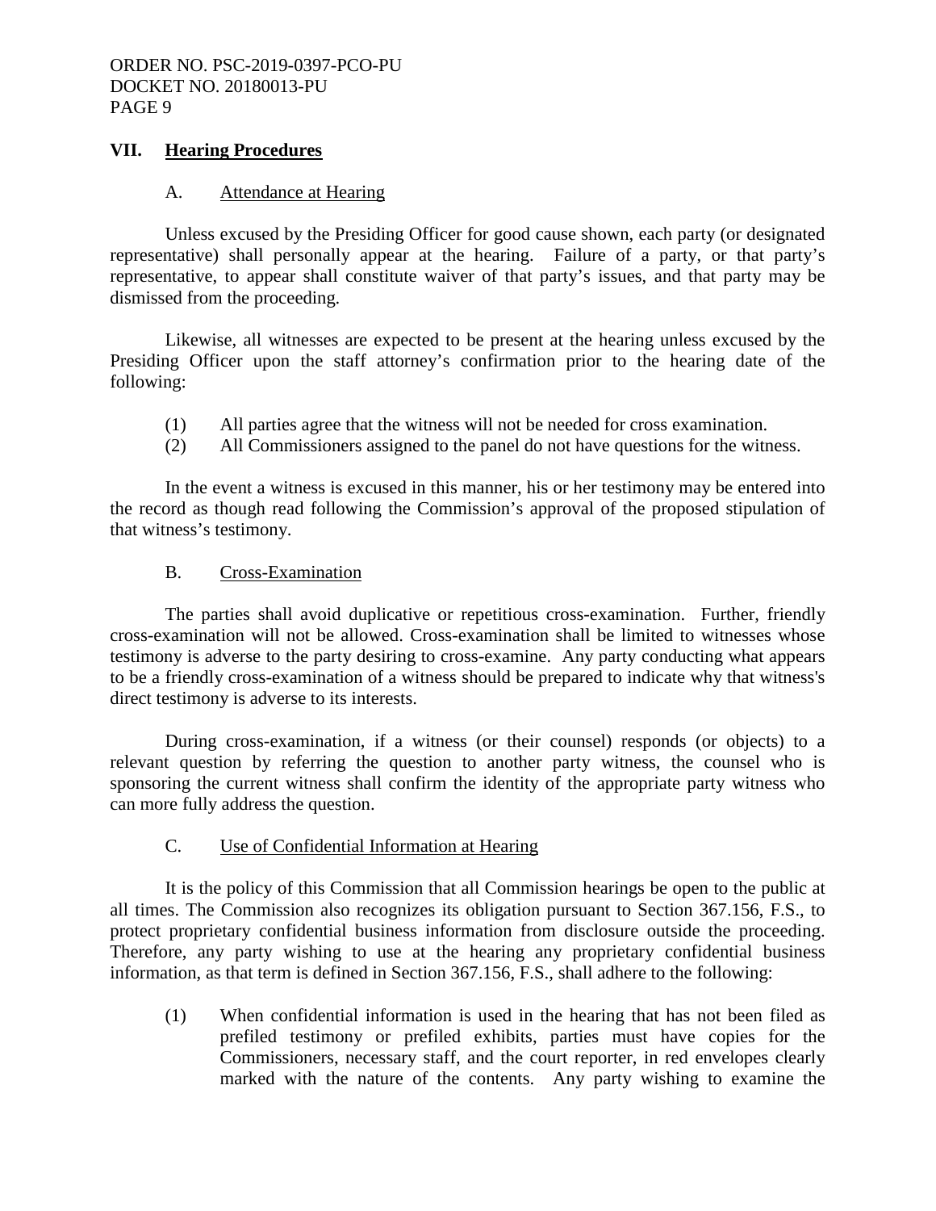## VII. Hearing Procedures

### A. Attendance at Hearing

Unless excused by the Presiding Officer for good cause shown, each party (or designated representative) shall personally appear at the hearing. Failure of a party, or that party's representative, to appear shall constitute waiver of that party's issues, and that party may be dismissed from the proceeding.

Likewise, all witnesses are expected to be present at the hearing unless excused by the Presiding Officer upon the staff attorney's confirmation prior to the hearing date of the following:

(1) All parties agree that the witness will not be needed for cross examination.
(2) All Commissioners assigned to the panel do not have questions for the witness.

In the event a witness is excused in this manner, his or her testimony may be entered into the record as though read following the Commission's approval of the proposed stipulation of that witness's testimony.

### B. Cross-Examination

The parties shall avoid duplicative or repetitious cross-examination. Further, friendly cross-examination will not be allowed. Cross-examination shall be limited to witnesses whose testimony is adverse to the party desiring to cross-examine. Any party conducting what appears to be a friendly cross-examination of a witness should be prepared to indicate why that witness's direct testimony is adverse to its interests.

During cross-examination, if a witness (or their counsel) responds (or objects) to a relevant question by referring the question to another party witness, the counsel who is sponsoring the current witness shall confirm the identity of the appropriate party witness who can more fully address the question.

### C. Use of Confidential Information at Hearing

It is the policy of this Commission that all Commission hearings be open to the public at all times. The Commission also recognizes its obligation pursuant to Section 367.156, F.S., to protect proprietary confidential business information from disclosure outside the proceeding. Therefore, any party wishing to use at the hearing any proprietary confidential business information, as that term is defined in Section 367.156, F.S., shall adhere to the following:

(1) When confidential information is used in the hearing that has not been filed as prefiled testimony or prefiled exhibits, parties must have copies for the Commissioners, necessary staff, and the court reporter, in red envelopes clearly marked with the nature of the contents. Any party wishing to examine the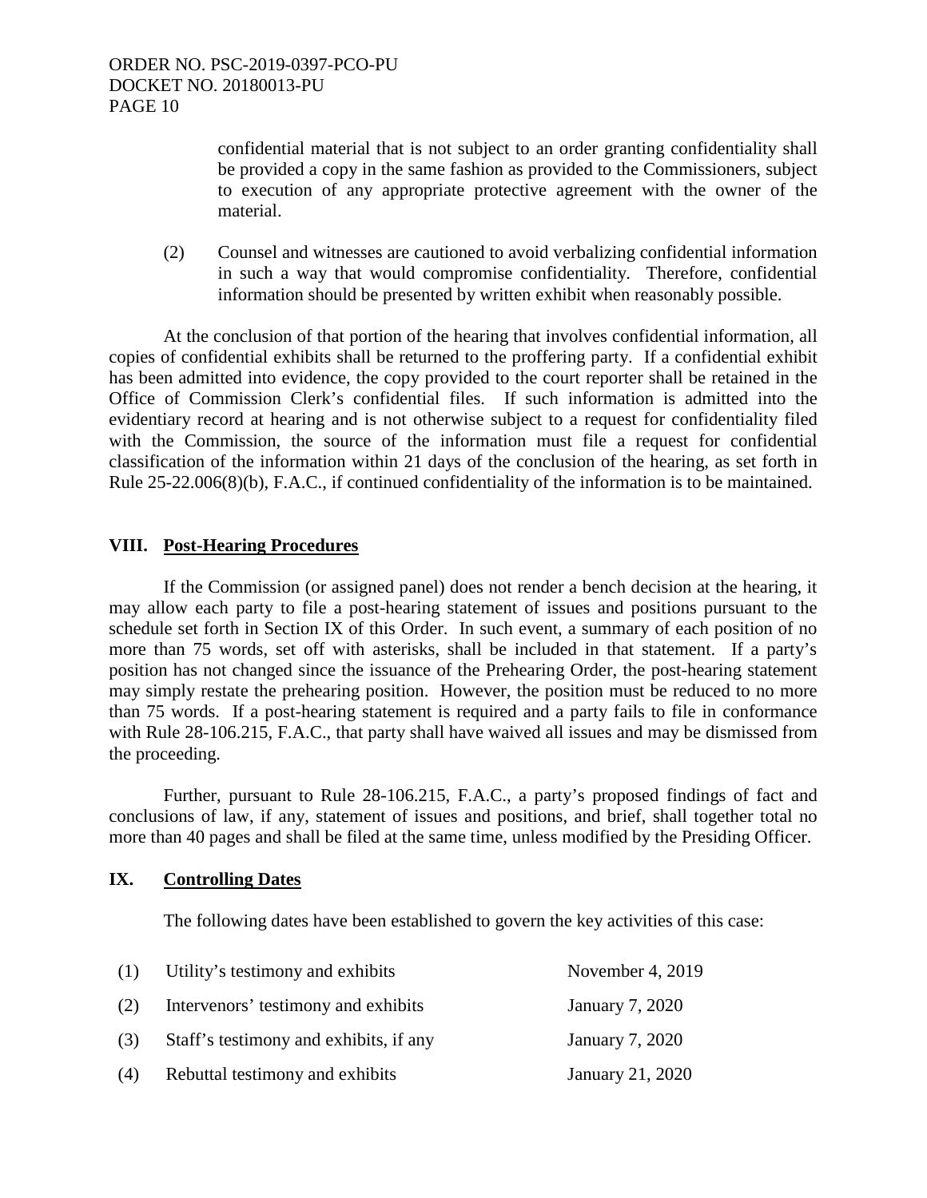confidential material that is not subject to an order granting confidentiality shall be provided a copy in the same fashion as provided to the Commissioners, subject to execution of any appropriate protective agreement with the owner of the material.

(2) Counsel and witnesses are cautioned to avoid verbalizing confidential information in such a way that would compromise confidentiality. Therefore, confidential information should be presented by written exhibit when reasonably possible.

At the conclusion of that portion of the hearing that involves confidential information, all copies of confidential exhibits shall be returned to the proffering party. If a confidential exhibit has been admitted into evidence, the copy provided to the court reporter shall be retained in the Office of Commission Clerk's confidential files. If such information is admitted into the evidentiary record at hearing and is not otherwise subject to a request for confidentiality filed with the Commission, the source of the information must file a request for confidential classification of the information within 21 days of the conclusion of the hearing, as set forth in Rule 25-22.006(8)(b), F.A.C., if continued confidentiality of the information is to be maintained.

## VIII. Post-Hearing Procedures

If the Commission (or assigned panel) does not render a bench decision at the hearing, it may allow each party to file a post-hearing statement of issues and positions pursuant to the schedule set forth in Section IX of this Order. In such event, a summary of each position of no more than 75 words, set off with asterisks, shall be included in that statement. If a party's position has not changed since the issuance of the Prehearing Order, the post-hearing statement may simply restate the prehearing position. However, the position must be reduced to no more than 75 words. If a post-hearing statement is required and a party fails to file in conformance with Rule 28-106.215, F.A.C., that party shall have waived all issues and may be dismissed from the proceeding.

Further, pursuant to Rule 28-106.215, F.A.C., a party's proposed findings of fact and conclusions of law, if any, statement of issues and positions, and brief, shall together total no more than 40 pages and shall be filed at the same time, unless modified by the Presiding Officer.

## IX. Controlling Dates

The following dates have been established to govern the key activities of this case:

| | | |
|---|---|---|
| (1) | Utility's testimony and exhibits | November 4, 2019 |
| (2) | Intervenors' testimony and exhibits | January 7, 2020 |
| (3) | Staff's testimony and exhibits, if any | January 7, 2020 |
| (4) | Rebuttal testimony and exhibits | January 21, 2020 |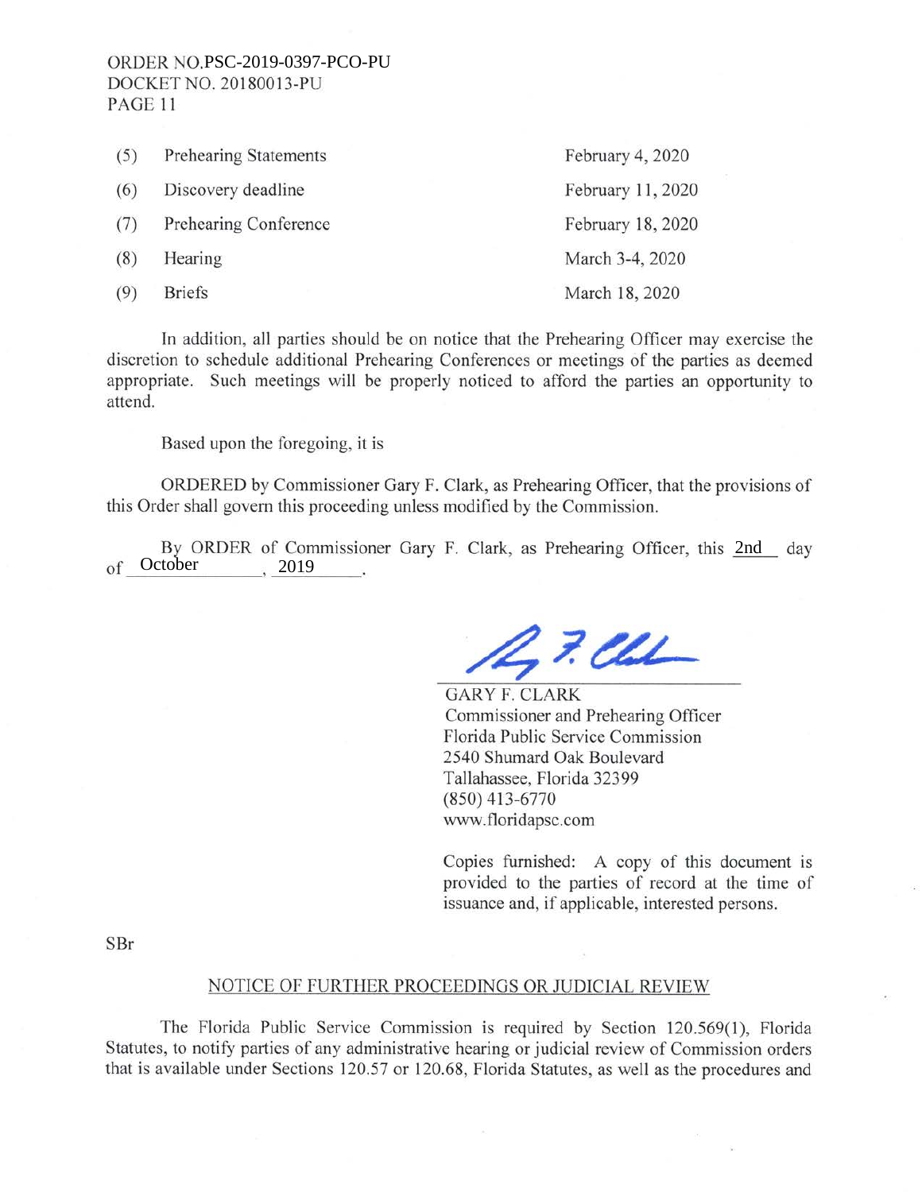| | | |
|---|---|---|
| (5) | Prehearing Statements | February 4, 2020 |
| (6) | Discovery deadline | February 11, 2020 |
| (7) | Prehearing Conference | February 18, 2020 |
| (8) | Hearing | March 3-4, 2020 |
| (9) | Briefs | March 18, 2020 |

In addition, all parties should be on notice that the Prehearing Officer may exercise the discretion to schedule additional Prehearing Conferences or meetings of the parties as deemed appropriate. Such meetings will be properly noticed to afford the parties an opportunity to attend.

Based upon the foregoing, it is

ORDERED by Commissioner Gary F. Clark, as Prehearing Officer, that the provisions of this Order shall govern this proceeding unless modified by the Commission.

By ORDER of Commissioner Gary F. Clark, as Prehearing Officer, this 2nd day of October, 2019.

GARY F. CLARK
Commissioner and Prehearing Officer
Florida Public Service Commission
2540 Shumard Oak Boulevard
Tallahassee, Florida 32399
(850) 413-6770
www.floridapsc.com

Copies furnished: A copy of this document is provided to the parties of record at the time of issuance and, if applicable, interested persons.

SBr

## NOTICE OF FURTHER PROCEEDINGS OR JUDICIAL REVIEW

The Florida Public Service Commission is required by Section 120.569(1), Florida Statutes, to notify parties of any administrative hearing or judicial review of Commission orders that is available under Sections 120.57 or 120.68, Florida Statutes, as well as the procedures and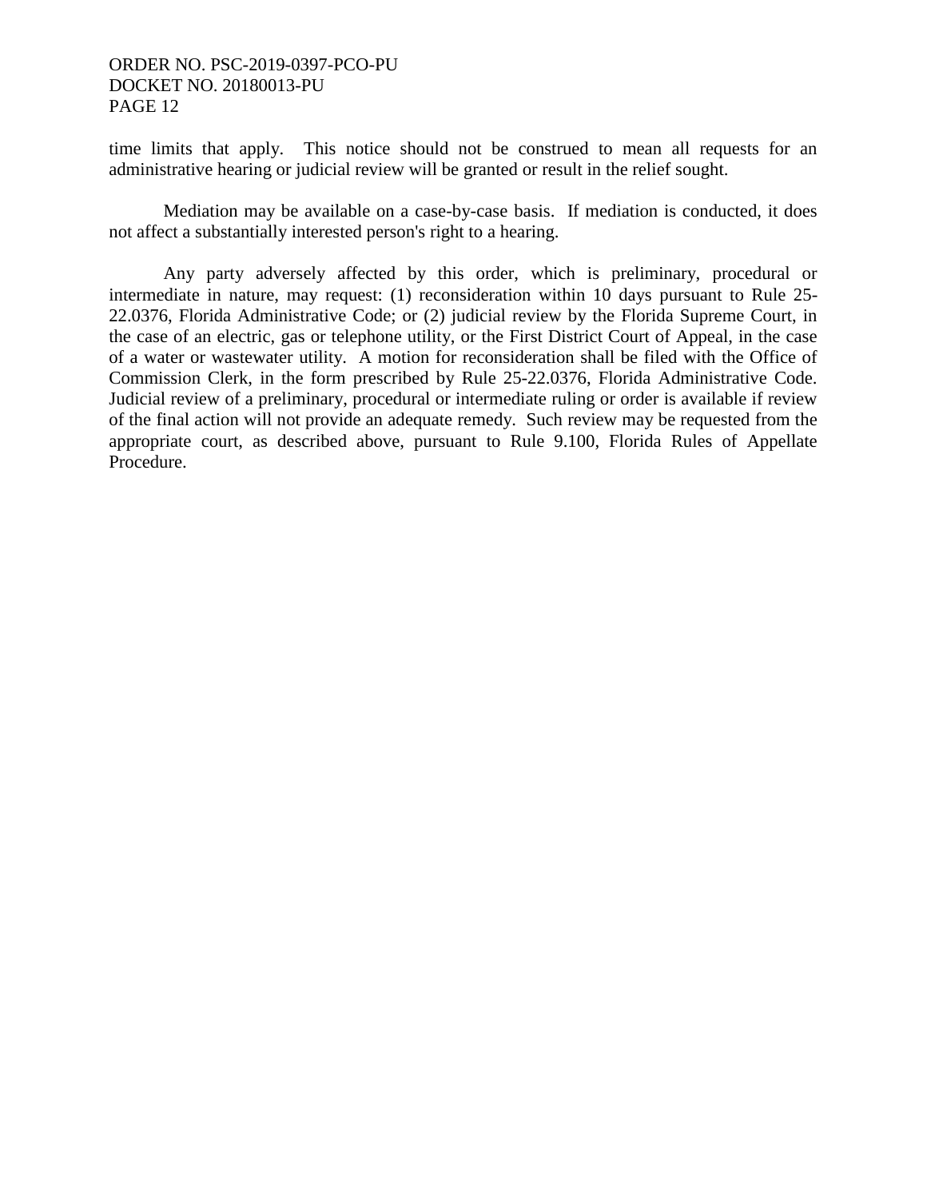time limits that apply. This notice should not be construed to mean all requests for an administrative hearing or judicial review will be granted or result in the relief sought.

Mediation may be available on a case-by-case basis. If mediation is conducted, it does not affect a substantially interested person's right to a hearing.

Any party adversely affected by this order, which is preliminary, procedural or intermediate in nature, may request: (1) reconsideration within 10 days pursuant to Rule 25-22.0376, Florida Administrative Code; or (2) judicial review by the Florida Supreme Court, in the case of an electric, gas or telephone utility, or the First District Court of Appeal, in the case of a water or wastewater utility. A motion for reconsideration shall be filed with the Office of Commission Clerk, in the form prescribed by Rule 25-22.0376, Florida Administrative Code. Judicial review of a preliminary, procedural or intermediate ruling or order is available if review of the final action will not provide an adequate remedy. Such review may be requested from the appropriate court, as described above, pursuant to Rule 9.100, Florida Rules of Appellate Procedure.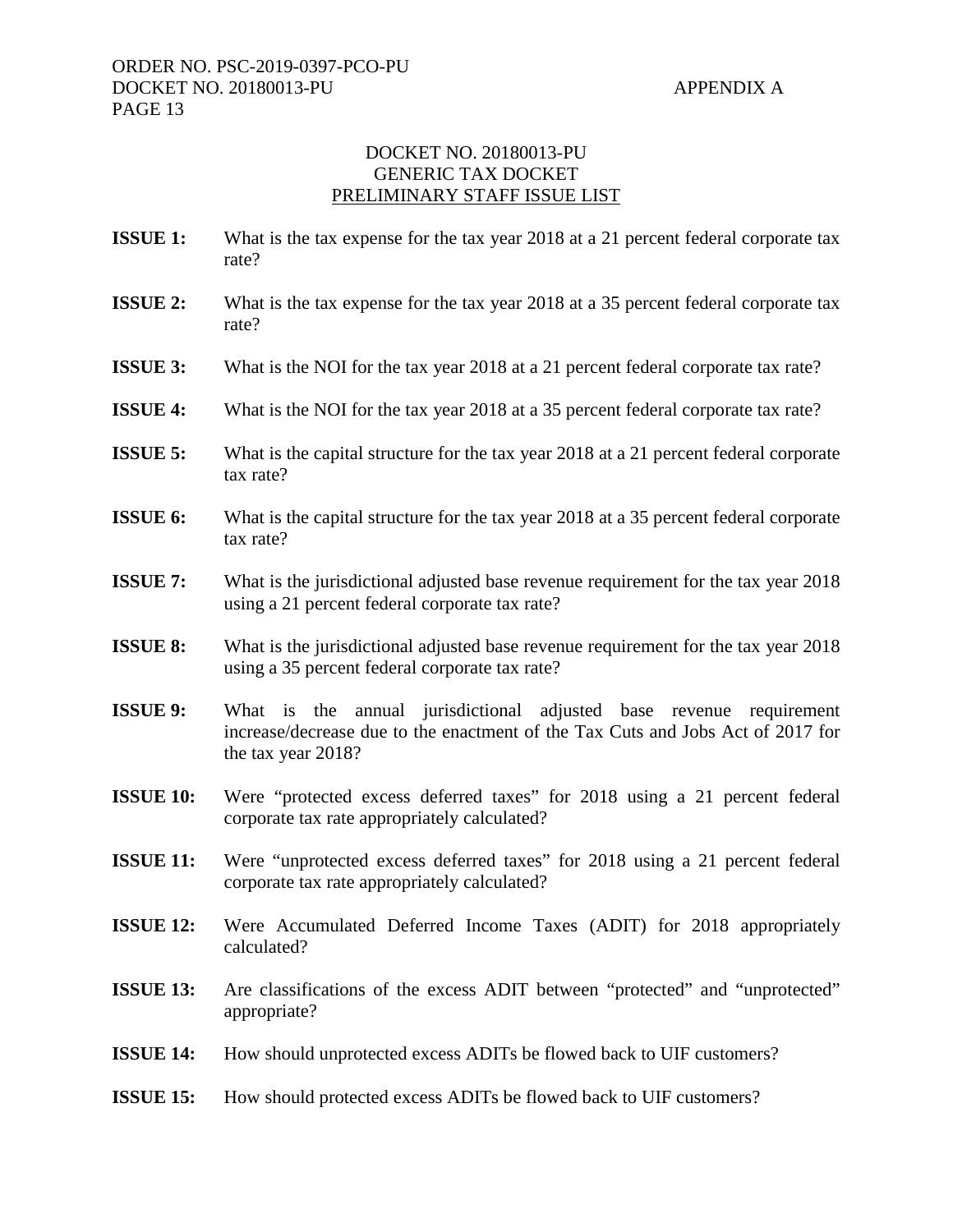DOCKET NO. 20180013-PU
GENERIC TAX DOCKET
PRELIMINARY STAFF ISSUE LIST

**ISSUE 1:** What is the tax expense for the tax year 2018 at a 21 percent federal corporate tax rate?

**ISSUE 2:** What is the tax expense for the tax year 2018 at a 35 percent federal corporate tax rate?

**ISSUE 3:** What is the NOI for the tax year 2018 at a 21 percent federal corporate tax rate?

**ISSUE 4:** What is the NOI for the tax year 2018 at a 35 percent federal corporate tax rate?

**ISSUE 5:** What is the capital structure for the tax year 2018 at a 21 percent federal corporate tax rate?

**ISSUE 6:** What is the capital structure for the tax year 2018 at a 35 percent federal corporate tax rate?

**ISSUE 7:** What is the jurisdictional adjusted base revenue requirement for the tax year 2018 using a 21 percent federal corporate tax rate?

**ISSUE 8:** What is the jurisdictional adjusted base revenue requirement for the tax year 2018 using a 35 percent federal corporate tax rate?

**ISSUE 9:** What is the annual jurisdictional adjusted base revenue requirement increase/decrease due to the enactment of the Tax Cuts and Jobs Act of 2017 for the tax year 2018?

**ISSUE 10:** Were "protected excess deferred taxes" for 2018 using a 21 percent federal corporate tax rate appropriately calculated?

**ISSUE 11:** Were "unprotected excess deferred taxes" for 2018 using a 21 percent federal corporate tax rate appropriately calculated?

**ISSUE 12:** Were Accumulated Deferred Income Taxes (ADIT) for 2018 appropriately calculated?

**ISSUE 13:** Are classifications of the excess ADIT between "protected" and "unprotected" appropriate?

**ISSUE 14:** How should unprotected excess ADITs be flowed back to UIF customers?

**ISSUE 15:** How should protected excess ADITs be flowed back to UIF customers?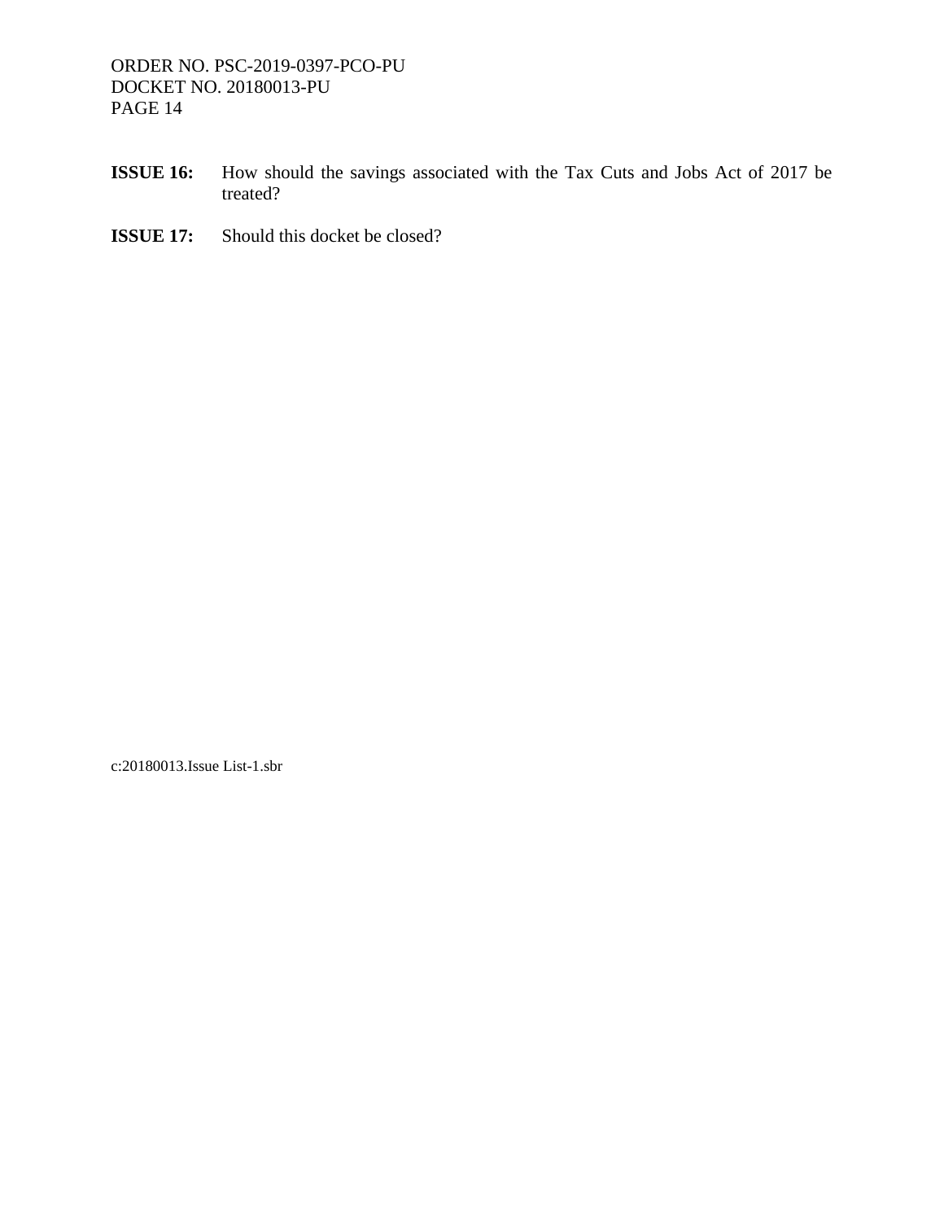**ISSUE 16:** How should the savings associated with the Tax Cuts and Jobs Act of 2017 be treated?

**ISSUE 17:** Should this docket be closed?

c:20180013.Issue List-1.sbr